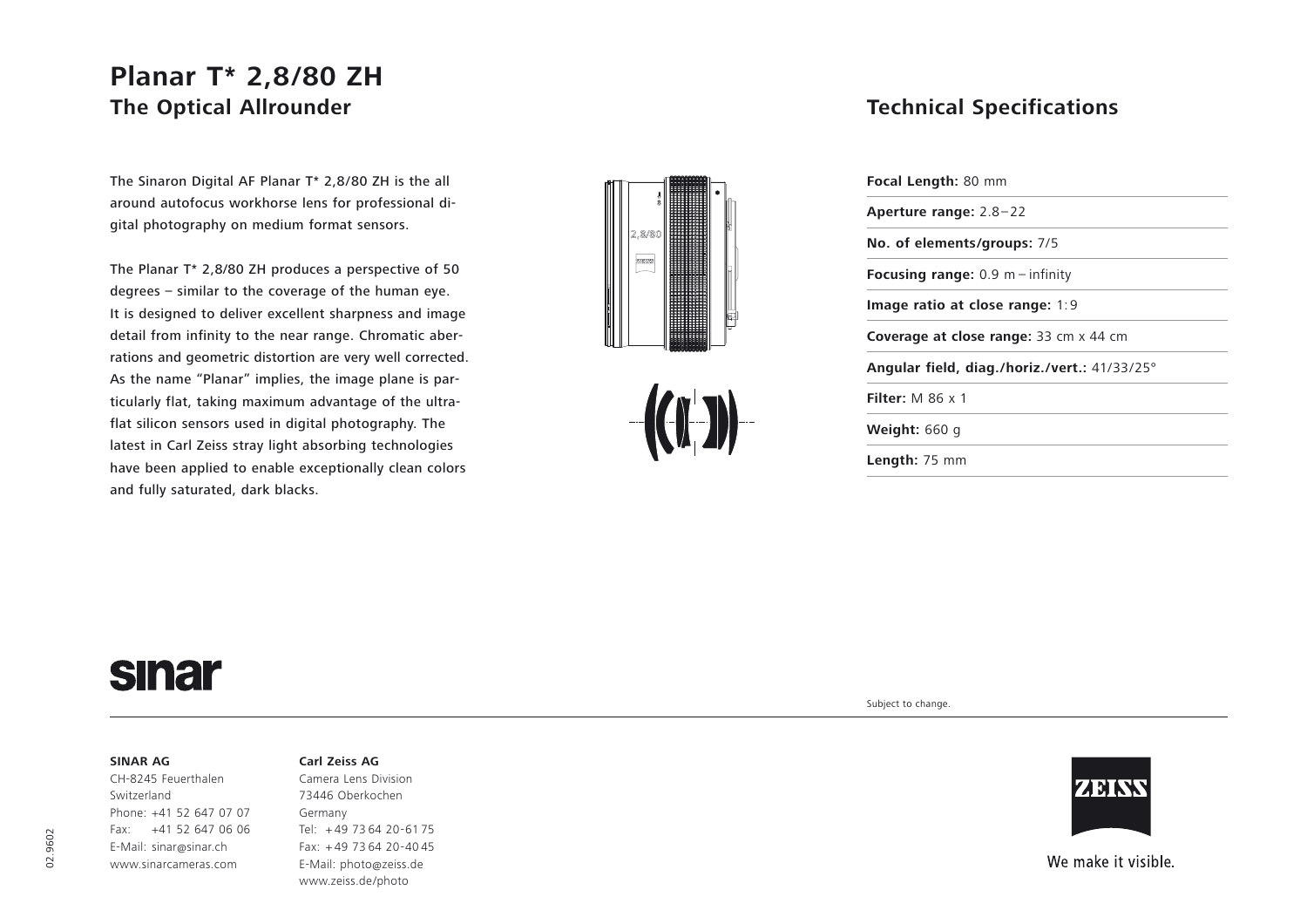# Planar T* 2,8/80 ZH

## The Optical Allrounder

The Sinaron Digital AF Planar T* 2,8/80 ZH is the all around autofocus workhorse lens for professional digital photography on medium format sensors.

The Planar T* 2,8/80 ZH produces a perspective of 50 degrees – similar to the coverage of the human eye. It is designed to deliver excellent sharpness and image detail from infinity to the near range. Chromatic aberrations and geometric distortion are very well corrected. As the name "Planar" implies, the image plane is particularly flat, taking maximum advantage of the ultra-flat silicon sensors used in digital photography. The latest in Carl Zeiss stray light absorbing technologies have been applied to enable exceptionally clean colors and fully saturated, dark blacks.

## Technical Specifications

**Focal Length:** 80 mm

**Aperture range:** 2.8 – 22

**No. of elements/groups:** 7/5

**Focusing range:** 0.9 m – infinity

**Image ratio at close range:** 1:9

**Coverage at close range:** 33 cm x 44 cm

**Angular field, diag./horiz./vert.:** 41/33/25°

**Filter:** M 86 x 1

**Weight:** 660 g

**Length:** 75 mm

Subject to change.

sinar

**SINAR AG**
CH-8245 Feuerthalen
Switzerland
Phone: +41 52 647 07 07
Fax: +41 52 647 06 06
E-Mail: sinar@sinar.ch
www.sinarcameras.com

**Carl Zeiss AG**
Camera Lens Division
73446 Oberkochen
Germany
Tel: +49 73 64 20-61 75
Fax: +49 73 64 20-40 45
E-Mail: photo@zeiss.de
www.zeiss.de/photo

ZEISS

We make it visible.

02.9602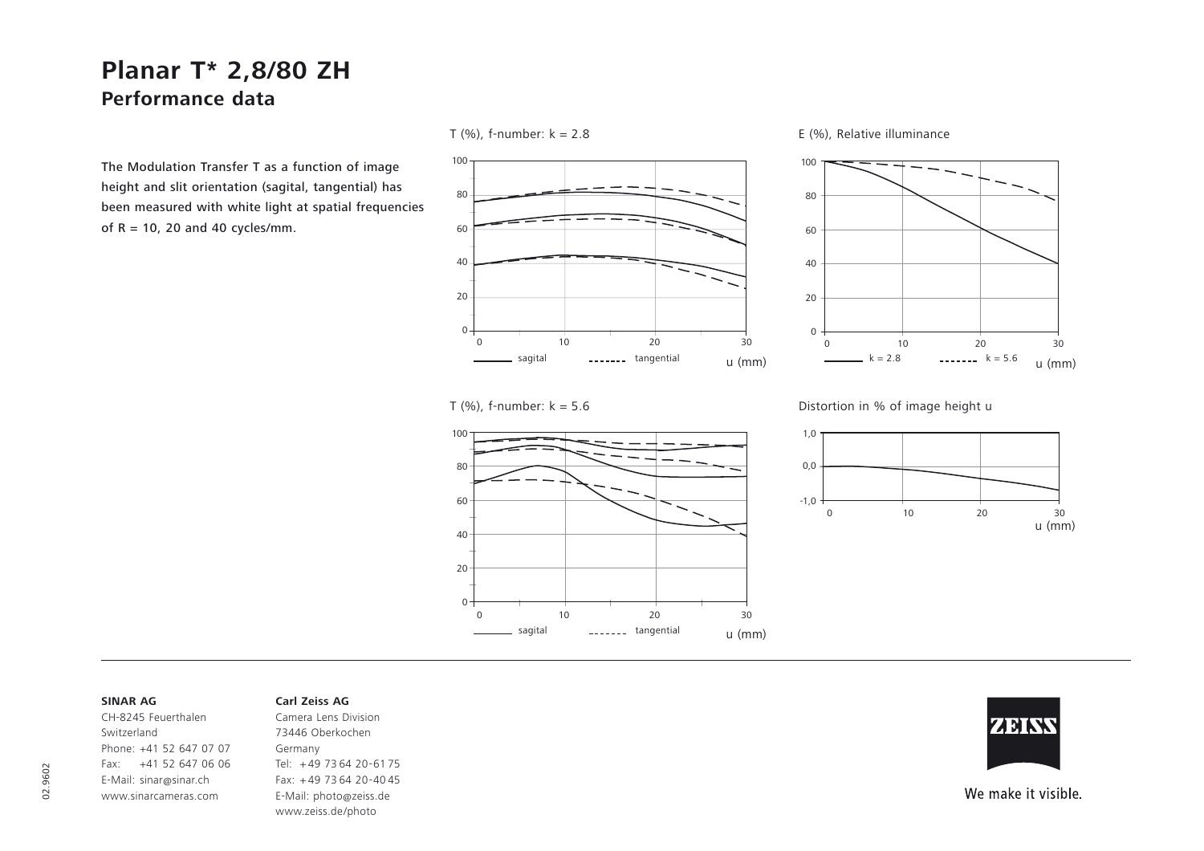# Planar T* 2,8/80 ZH

## Performance data

The Modulation Transfer T as a function of image height and slit orientation (sagital, tangential) has been measured with white light at spatial frequencies of R = 10, 20 and 40 cycles/mm.

T (%), f-number: k = 2.8

100
80
60
40
20
0
0
10
20
30
sagital
tangential
u (mm)

E (%), Relative illuminance

100
80
60
40
20
0
0
10
20
30
k = 2.8
k = 5.6
u (mm)

T (%), f-number: k = 5.6

100
80
60
40
20
0
0
10
20
30
sagital
tangential
u (mm)

Distortion in % of image height u

1,0
0,0
-1,0
0
10
20
30
u (mm)

**SINAR AG**
CH-8245 Feuerthalen
Switzerland
Phone: +41 52 647 07 07
Fax: +41 52 647 06 06
E-Mail: sinar@sinar.ch
www.sinarcameras.com

**Carl Zeiss AG**
Camera Lens Division
73446 Oberkochen
Germany
Tel: +49 73 64 20-61 75
Fax: +49 73 64 20-40 45
E-Mail: photo@zeiss.de
www.zeiss.de/photo

ZEISS

We make it visible.

02.9602